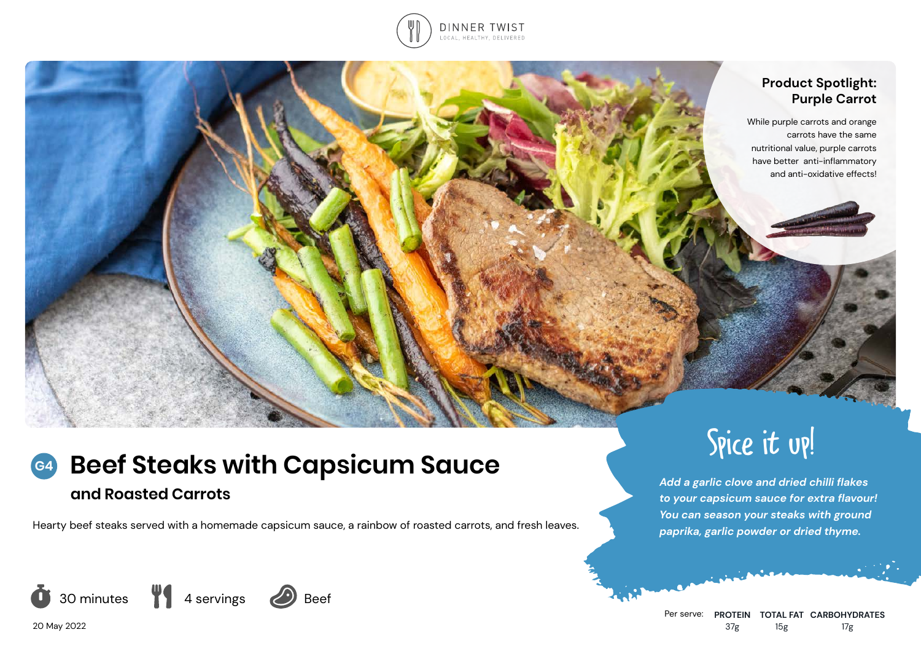DINNER TWIST
LOCAL, HEALTHY, DELIVERED

## Product Spotlight: Purple Carrot

While purple carrots and orange carrots have the same nutritional value, purple carrots have better anti-inflammatory and anti-oxidative effects!

# G4 Beef Steaks with Capsicum Sauce

## and Roasted Carrots

Hearty beef steaks served with a homemade capsicum sauce, a rainbow of roasted carrots, and fresh leaves.

30 minutes | 4 servings | Beef

20 May 2022

## Spice it up!

*Add a garlic clove and dried chilli flakes to your capsicum sauce for extra flavour! You can season your steaks with ground paprika, garlic powder or dried thyme.*

| Per serve: | PROTEIN | TOTAL FAT | CARBOHYDRATES |
|---|---|---|---|
| | 37g | 15g | 17g |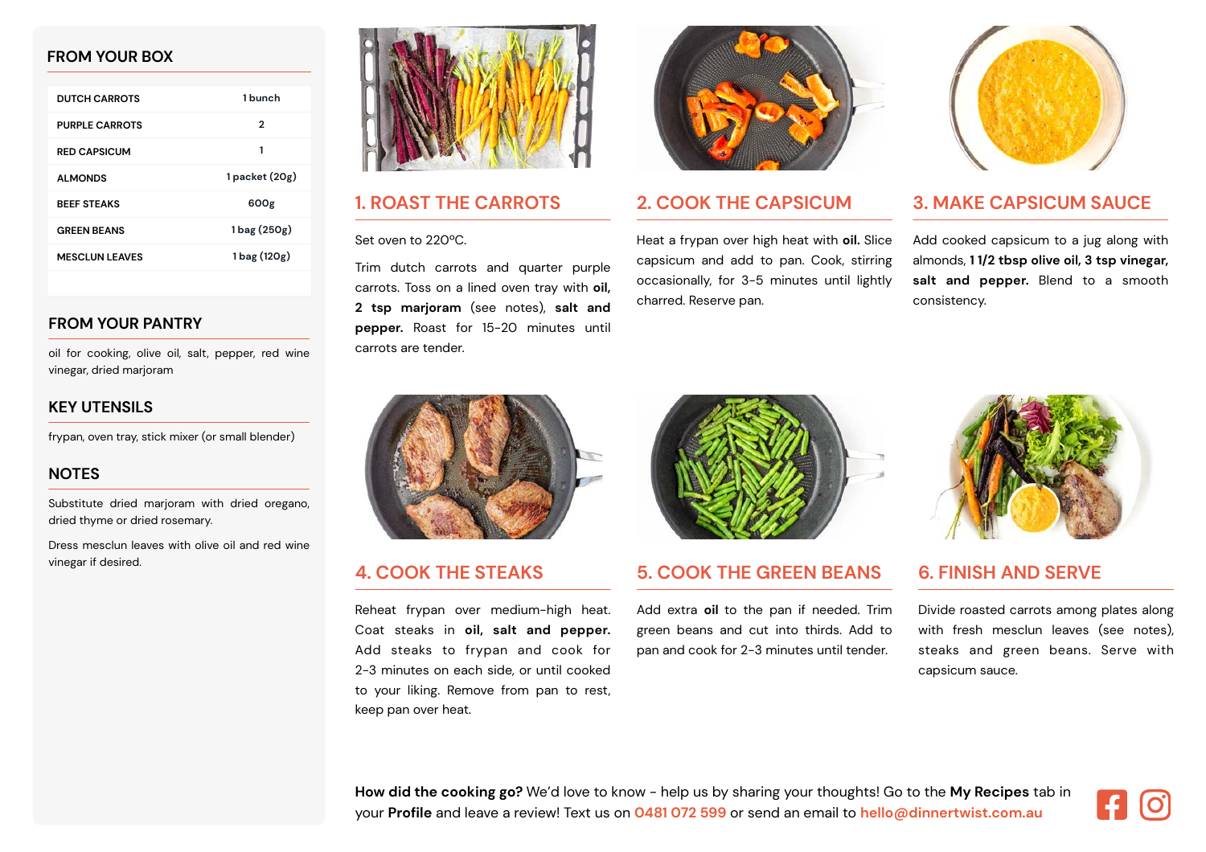## FROM YOUR BOX

| | |
|---|---|
| DUTCH CARROTS | 1 bunch |
| PURPLE CARROTS | 2 |
| RED CAPSICUM | 1 |
| ALMONDS | 1 packet (20g) |
| BEEF STEAKS | 600g |
| GREEN BEANS | 1 bag (250g) |
| MESCLUN LEAVES | 1 bag (120g) |

## FROM YOUR PANTRY

oil for cooking, olive oil, salt, pepper, red wine vinegar, dried marjoram

## KEY UTENSILS

frypan, oven tray, stick mixer (or small blender)

## NOTES

Substitute dried marjoram with dried oregano, dried thyme or dried rosemary.

Dress mesclun leaves with olive oil and red wine vinegar if desired.

## 1. ROAST THE CARROTS

Set oven to 220°C.

Trim dutch carrots and quarter purple carrots. Toss on a lined oven tray with **oil, 2 tsp marjoram** (see notes), **salt and pepper.** Roast for 15-20 minutes until carrots are tender.

## 2. COOK THE CAPSICUM

Heat a frypan over high heat with **oil.** Slice capsicum and add to pan. Cook, stirring occasionally, for 3-5 minutes until lightly charred. Reserve pan.

## 3. MAKE CAPSICUM SAUCE

Add cooked capsicum to a jug along with almonds, **1 1/2 tbsp olive oil, 3 tsp vinegar, salt and pepper.** Blend to a smooth consistency.

## 4. COOK THE STEAKS

Reheat frypan over medium-high heat. Coat steaks in **oil, salt and pepper.** Add steaks to frypan and cook for 2-3 minutes on each side, or until cooked to your liking. Remove from pan to rest, keep pan over heat.

## 5. COOK THE GREEN BEANS

Add extra **oil** to the pan if needed. Trim green beans and cut into thirds. Add to pan and cook for 2-3 minutes until tender.

## 6. FINISH AND SERVE

Divide roasted carrots among plates along with fresh mesclun leaves (see notes), steaks and green beans. Serve with capsicum sauce.

**How did the cooking go?** We'd love to know - help us by sharing your thoughts! Go to the **My Recipes** tab in your **Profile** and leave a review! Text us on 0481 072 599 or send an email to hello@dinnertwist.com.au